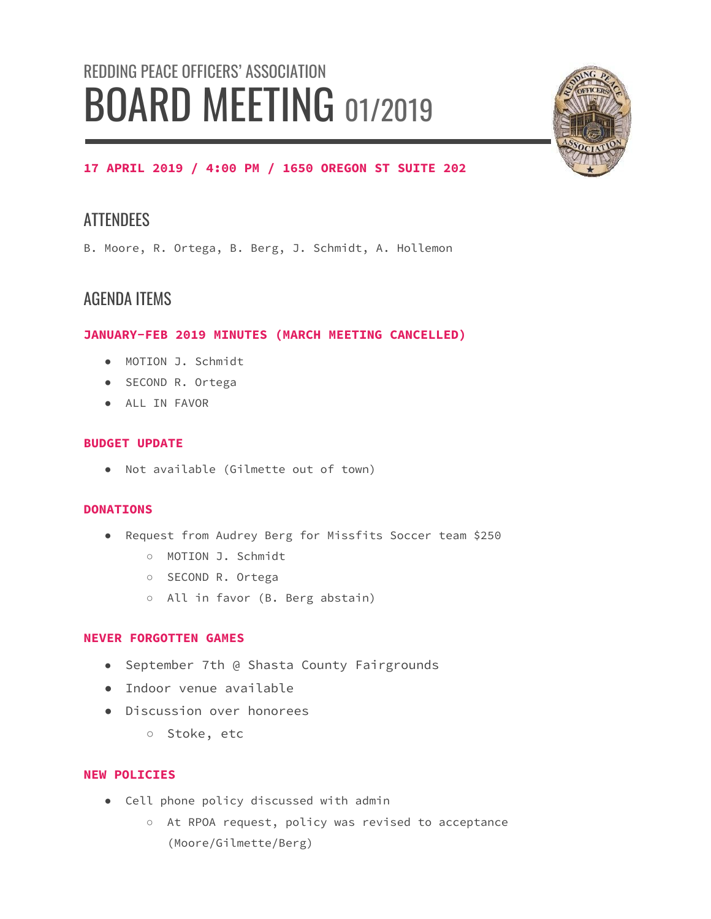REDDING PEACE OFFICERS' ASSOCIATION

# BOARD MEETING 01/2019

**17 APRIL 2019 / 4:00 PM / 1650 OREGON ST SUITE 202**

## ATTENDEES

B. Moore, R. Ortega, B. Berg, J. Schmidt, A. Hollemon

## AGENDA ITEMS

### JANUARY-FEB 2019 MINUTES (MARCH MEETING CANCELLED)

- MOTION J. Schmidt
- SECOND R. Ortega
- ALL IN FAVOR

### BUDGET UPDATE

- Not available (Gilmette out of town)

### DONATIONS

- Request from Audrey Berg for Missfits Soccer team $250
  - MOTION J. Schmidt
  - SECOND R. Ortega
  - All in favor (B. Berg abstain)

### NEVER FORGOTTEN GAMES

- September 7th @ Shasta County Fairgrounds
- Indoor venue available
- Discussion over honorees
  - Stoke, etc

### NEW POLICIES

- Cell phone policy discussed with admin
  - At RPOA request, policy was revised to acceptance (Moore/Gilmette/Berg)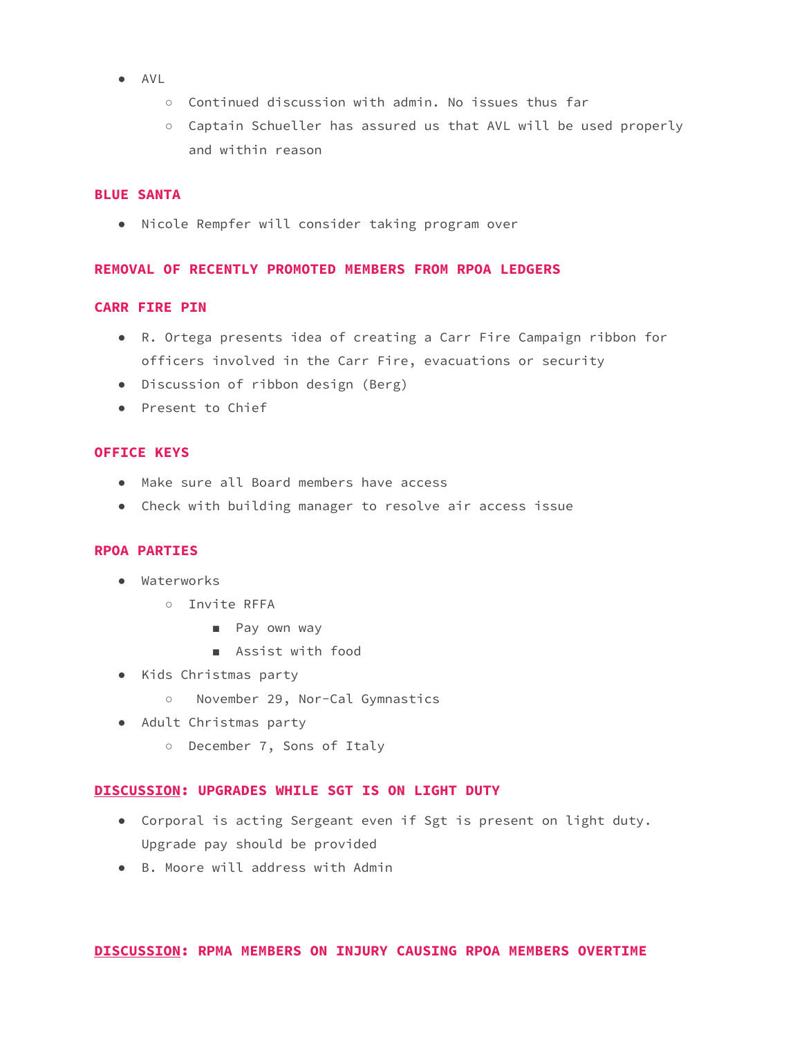- AVL
    - Continued discussion with admin. No issues thus far
    - Captain Schueller has assured us that AVL will be used properly and within reason

### BLUE SANTA

- Nicole Rempfer will consider taking program over

### REMOVAL OF RECENTLY PROMOTED MEMBERS FROM RPOA LEDGERS

### CARR FIRE PIN

- R. Ortega presents idea of creating a Carr Fire Campaign ribbon for officers involved in the Carr Fire, evacuations or security
- Discussion of ribbon design (Berg)
- Present to Chief

### OFFICE KEYS

- Make sure all Board members have access
- Check with building manager to resolve air access issue

### RPOA PARTIES

- Waterworks
    - Invite RFFA
        - Pay own way
        - Assist with food
- Kids Christmas party
    - November 29, Nor-Cal Gymnastics
- Adult Christmas party
    - December 7, Sons of Italy

### DISCUSSION: UPGRADES WHILE SGT IS ON LIGHT DUTY

- Corporal is acting Sergeant even if Sgt is present on light duty. Upgrade pay should be provided
- B. Moore will address with Admin

### DISCUSSION: RPMA MEMBERS ON INJURY CAUSING RPOA MEMBERS OVERTIME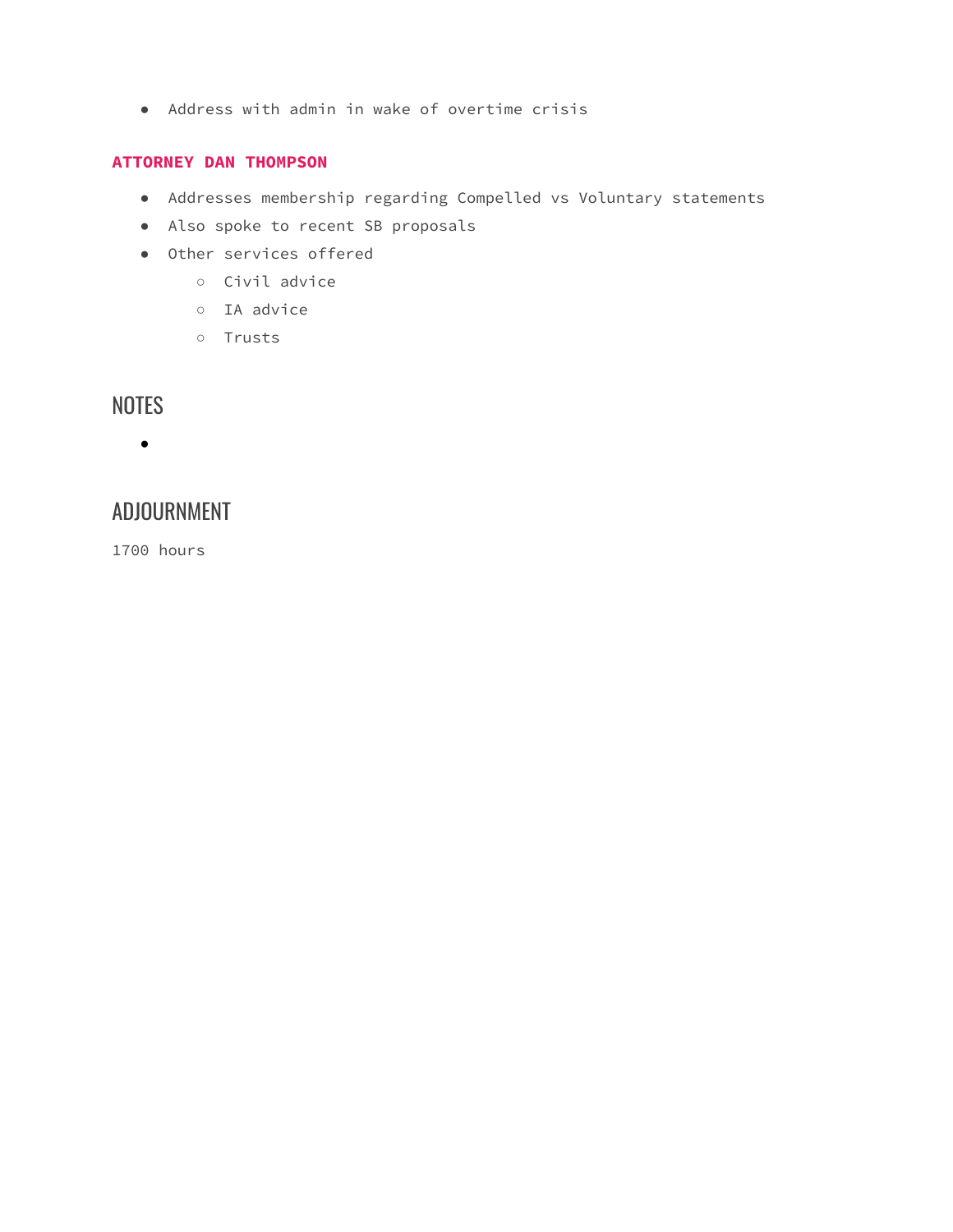- Address with admin in wake of overtime crisis

### **ATTORNEY DAN THOMPSON**

- Addresses membership regarding Compelled vs Voluntary statements
- Also spoke to recent SB proposals
- Other services offered
  - Civil advice
  - IA advice
  - Trusts

## NOTES

-

## ADJOURNMENT

1700 hours